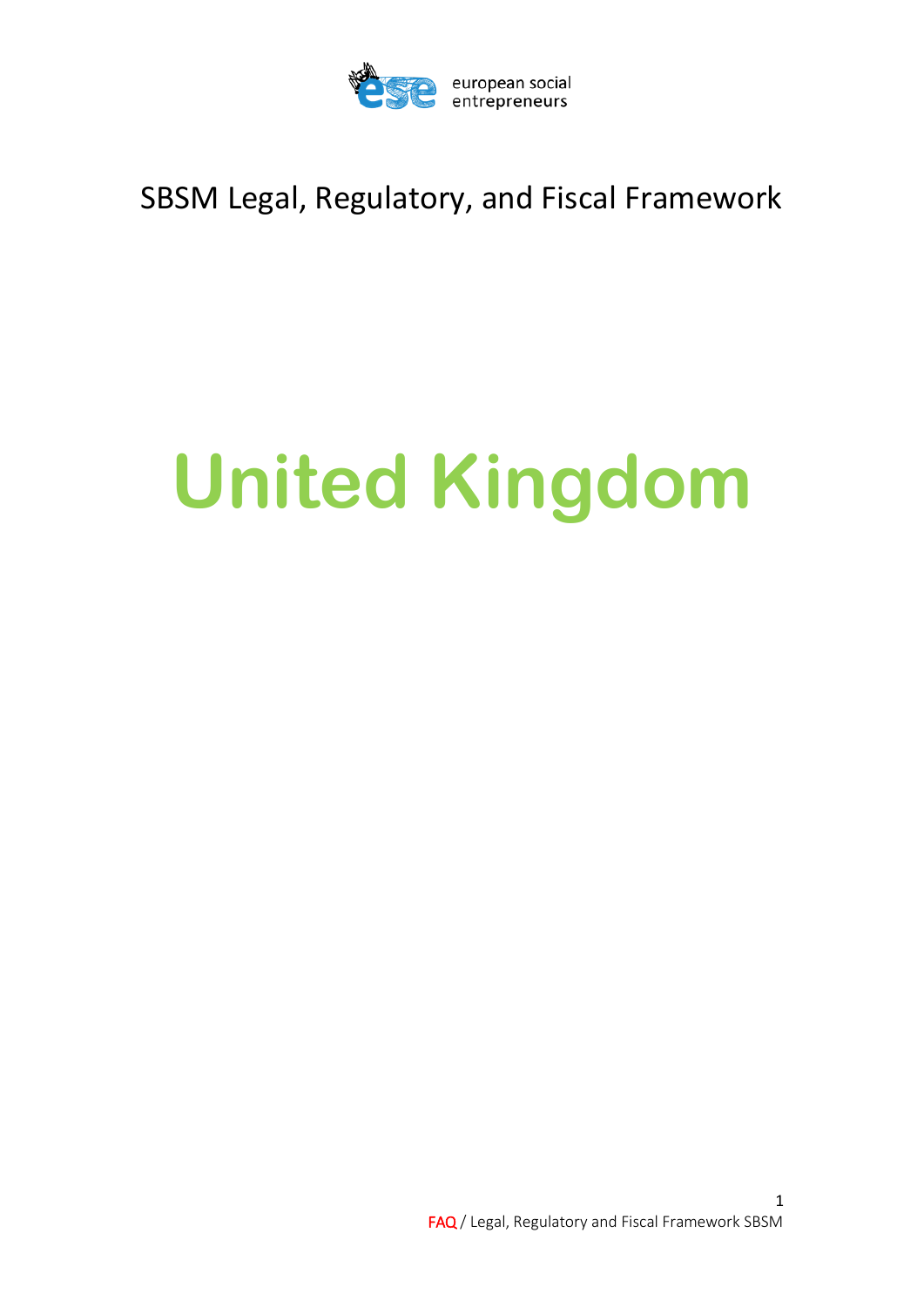european social entrepreneurs

SBSM Legal, Regulatory, and Fiscal Framework

# United Kingdom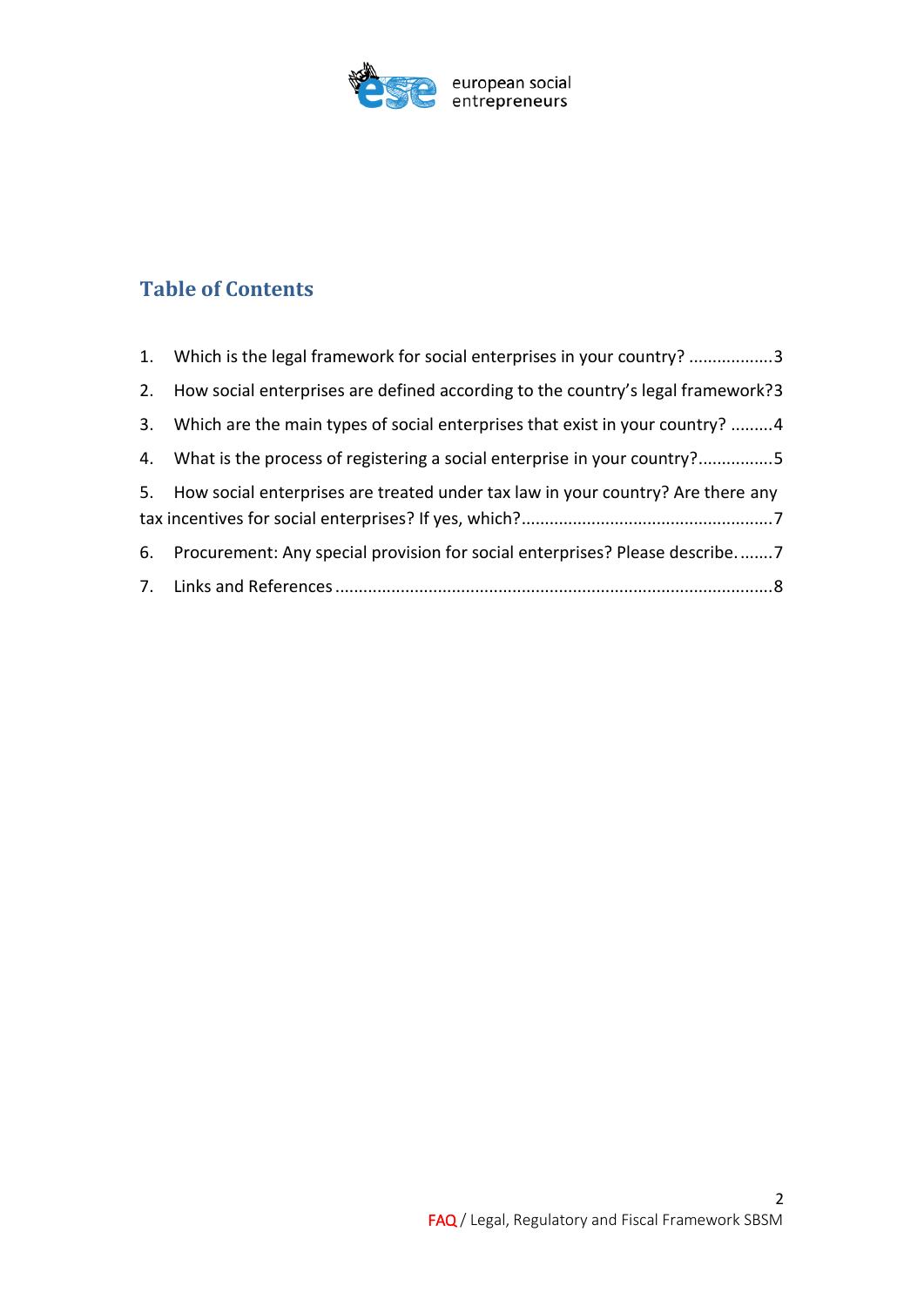## Table of Contents

1. Which is the legal framework for social enterprises in your country? ..................3
2. How social enterprises are defined according to the country's legal framework?3
3. Which are the main types of social enterprises that exist in your country? .........4
4. What is the process of registering a social enterprise in your country?................5
5. How social enterprises are treated under tax law in your country? Are there any tax incentives for social enterprises? If yes, which?.....................................................7
6. Procurement: Any special provision for social enterprises? Please describe. .......7
7. Links and References ............................................................................................8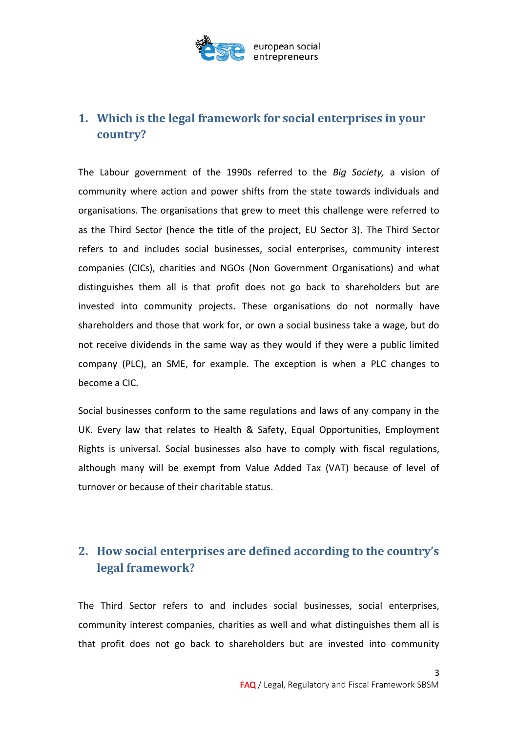## 1. Which is the legal framework for social enterprises in your country?

The Labour government of the 1990s referred to the *Big Society,* a vision of community where action and power shifts from the state towards individuals and organisations. The organisations that grew to meet this challenge were referred to as the Third Sector (hence the title of the project, EU Sector 3). The Third Sector refers to and includes social businesses, social enterprises, community interest companies (CICs), charities and NGOs (Non Government Organisations) and what distinguishes them all is that profit does not go back to shareholders but are invested into community projects. These organisations do not normally have shareholders and those that work for, or own a social business take a wage, but do not receive dividends in the same way as they would if they were a public limited company (PLC), an SME, for example. The exception is when a PLC changes to become a CIC.

Social businesses conform to the same regulations and laws of any company in the UK. Every law that relates to Health & Safety, Equal Opportunities, Employment Rights is universal. Social businesses also have to comply with fiscal regulations, although many will be exempt from Value Added Tax (VAT) because of level of turnover or because of their charitable status.

## 2. How social enterprises are defined according to the country's legal framework?

The Third Sector refers to and includes social businesses, social enterprises, community interest companies, charities as well and what distinguishes them all is that profit does not go back to shareholders but are invested into community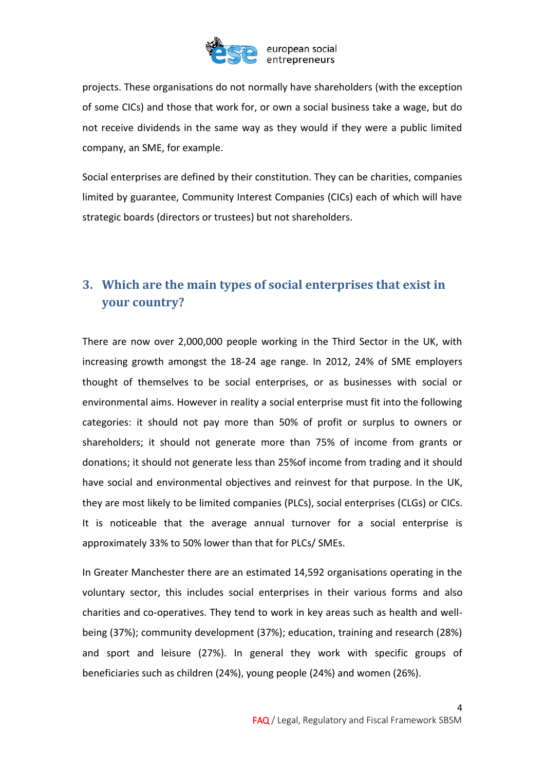projects. These organisations do not normally have shareholders (with the exception of some CICs) and those that work for, or own a social business take a wage, but do not receive dividends in the same way as they would if they were a public limited company, an SME, for example.

Social enterprises are defined by their constitution. They can be charities, companies limited by guarantee, Community Interest Companies (CICs) each of which will have strategic boards (directors or trustees) but not shareholders.

## 3. Which are the main types of social enterprises that exist in your country?

There are now over 2,000,000 people working in the Third Sector in the UK, with increasing growth amongst the 18-24 age range. In 2012, 24% of SME employers thought of themselves to be social enterprises, or as businesses with social or environmental aims. However in reality a social enterprise must fit into the following categories: it should not pay more than 50% of profit or surplus to owners or shareholders; it should not generate more than 75% of income from grants or donations; it should not generate less than 25%of income from trading and it should have social and environmental objectives and reinvest for that purpose. In the UK, they are most likely to be limited companies (PLCs), social enterprises (CLGs) or CICs. It is noticeable that the average annual turnover for a social enterprise is approximately 33% to 50% lower than that for PLCs/ SMEs.

In Greater Manchester there are an estimated 14,592 organisations operating in the voluntary sector, this includes social enterprises in their various forms and also charities and co-operatives. They tend to work in key areas such as health and well-being (37%); community development (37%); education, training and research (28%) and sport and leisure (27%). In general they work with specific groups of beneficiaries such as children (24%), young people (24%) and women (26%).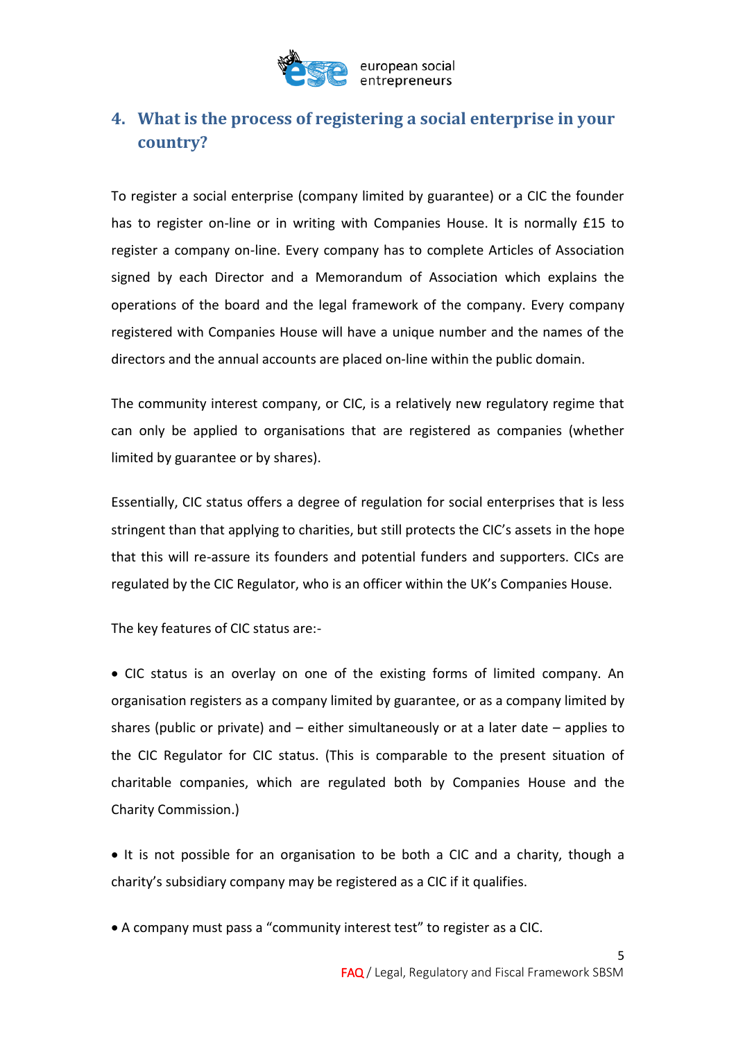## 4. What is the process of registering a social enterprise in your country?

To register a social enterprise (company limited by guarantee) or a CIC the founder has to register on-line or in writing with Companies House. It is normally £15 to register a company on-line. Every company has to complete Articles of Association signed by each Director and a Memorandum of Association which explains the operations of the board and the legal framework of the company. Every company registered with Companies House will have a unique number and the names of the directors and the annual accounts are placed on-line within the public domain.

The community interest company, or CIC, is a relatively new regulatory regime that can only be applied to organisations that are registered as companies (whether limited by guarantee or by shares).

Essentially, CIC status offers a degree of regulation for social enterprises that is less stringent than that applying to charities, but still protects the CIC's assets in the hope that this will re-assure its founders and potential funders and supporters. CICs are regulated by the CIC Regulator, who is an officer within the UK's Companies House.

The key features of CIC status are:-

- CIC status is an overlay on one of the existing forms of limited company. An organisation registers as a company limited by guarantee, or as a company limited by shares (public or private) and – either simultaneously or at a later date – applies to the CIC Regulator for CIC status. (This is comparable to the present situation of charitable companies, which are regulated both by Companies House and the Charity Commission.)

- It is not possible for an organisation to be both a CIC and a charity, though a charity's subsidiary company may be registered as a CIC if it qualifies.

- A company must pass a "community interest test" to register as a CIC.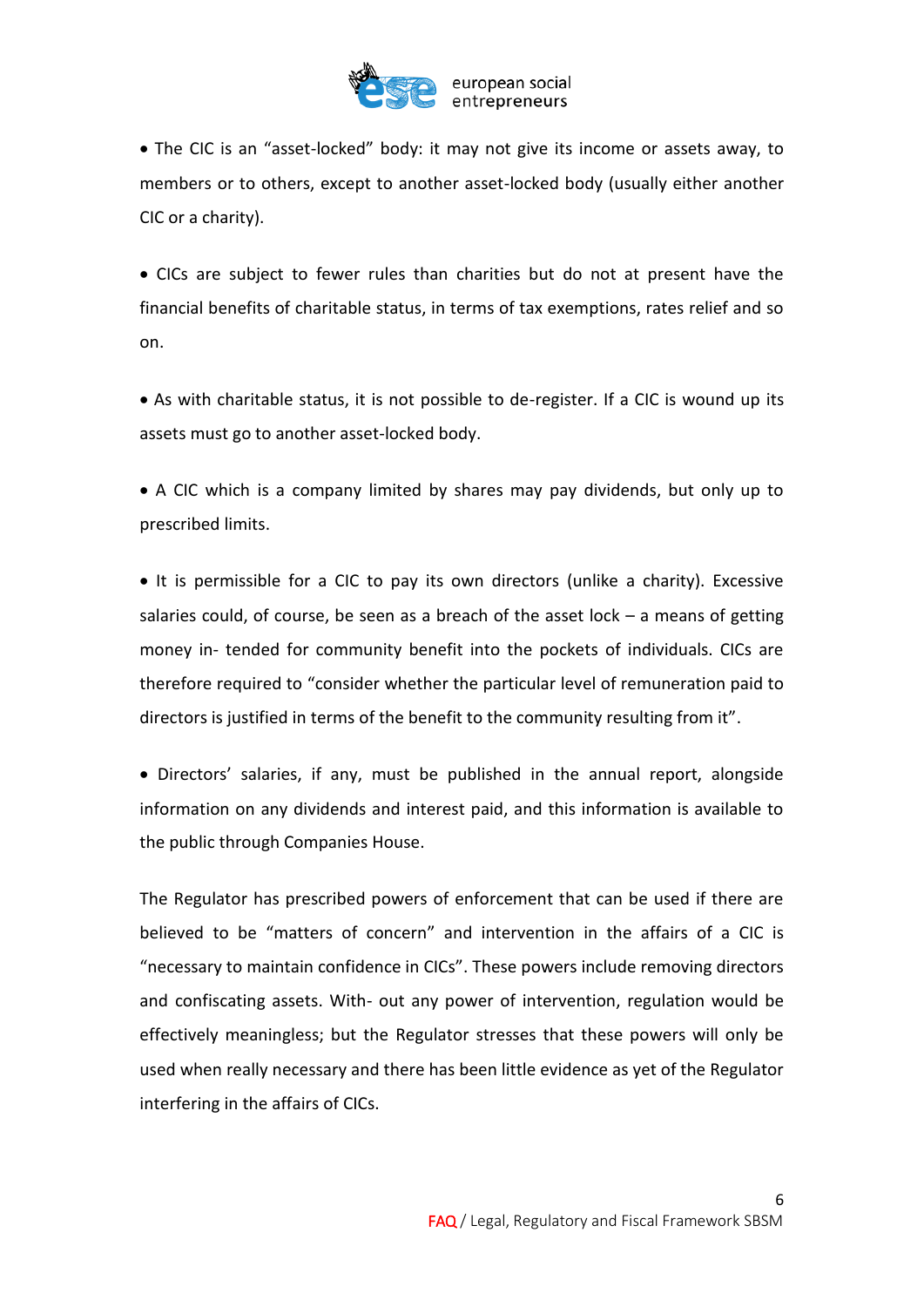- The CIC is an "asset-locked" body: it may not give its income or assets away, to members or to others, except to another asset-locked body (usually either another CIC or a charity).

- CICs are subject to fewer rules than charities but do not at present have the financial benefits of charitable status, in terms of tax exemptions, rates relief and so on.

- As with charitable status, it is not possible to de-register. If a CIC is wound up its assets must go to another asset-locked body.

- A CIC which is a company limited by shares may pay dividends, but only up to prescribed limits.

- It is permissible for a CIC to pay its own directors (unlike a charity). Excessive salaries could, of course, be seen as a breach of the asset lock – a means of getting money in- tended for community benefit into the pockets of individuals. CICs are therefore required to "consider whether the particular level of remuneration paid to directors is justified in terms of the benefit to the community resulting from it".

- Directors' salaries, if any, must be published in the annual report, alongside information on any dividends and interest paid, and this information is available to the public through Companies House.

The Regulator has prescribed powers of enforcement that can be used if there are believed to be "matters of concern" and intervention in the affairs of a CIC is "necessary to maintain confidence in CICs". These powers include removing directors and confiscating assets. With- out any power of intervention, regulation would be effectively meaningless; but the Regulator stresses that these powers will only be used when really necessary and there has been little evidence as yet of the Regulator interfering in the affairs of CICs.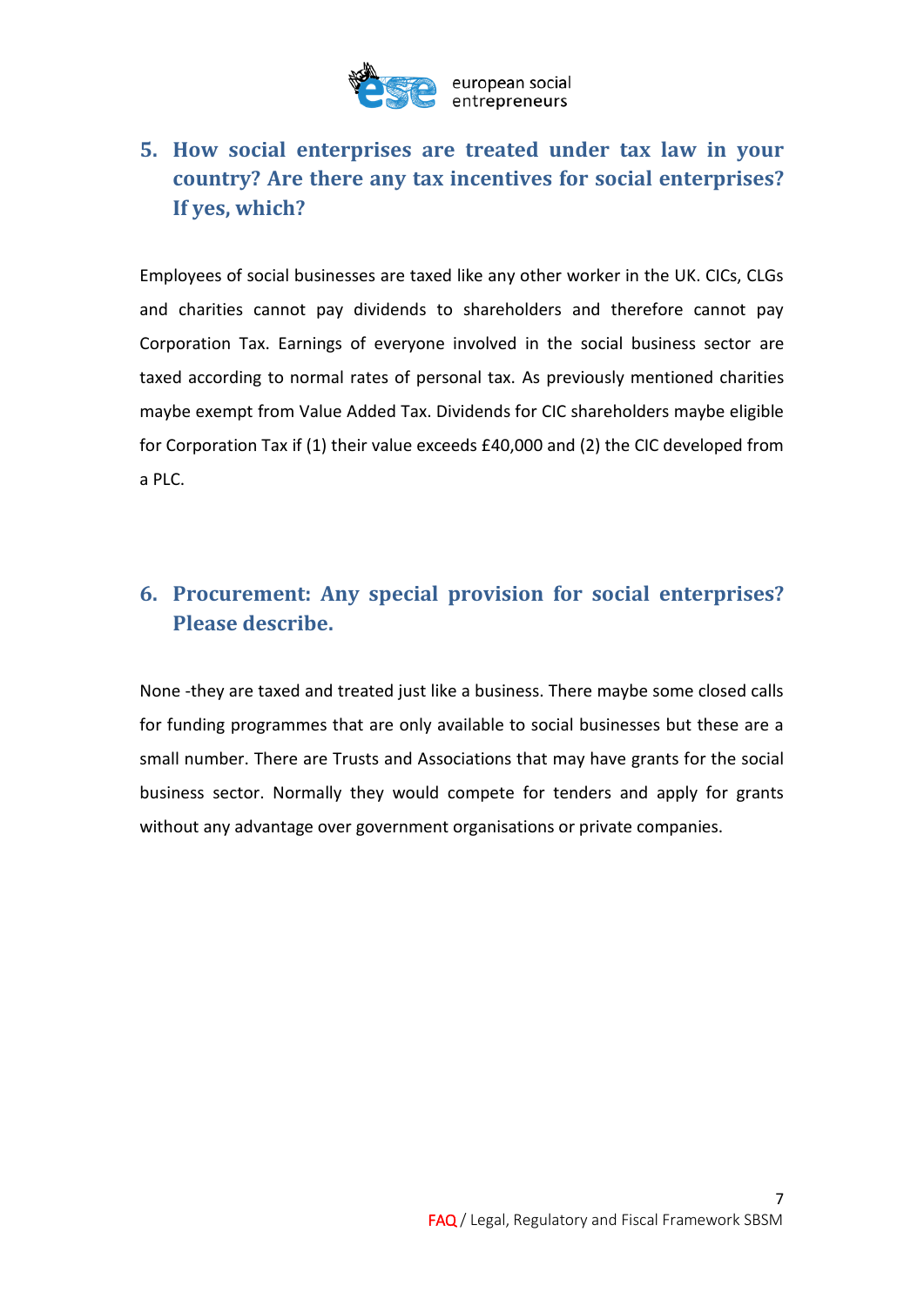## 5. How social enterprises are treated under tax law in your country? Are there any tax incentives for social enterprises? If yes, which?

Employees of social businesses are taxed like any other worker in the UK. CICs, CLGs and charities cannot pay dividends to shareholders and therefore cannot pay Corporation Tax. Earnings of everyone involved in the social business sector are taxed according to normal rates of personal tax. As previously mentioned charities maybe exempt from Value Added Tax. Dividends for CIC shareholders maybe eligible for Corporation Tax if (1) their value exceeds £40,000 and (2) the CIC developed from a PLC.

## 6. Procurement: Any special provision for social enterprises? Please describe.

None -they are taxed and treated just like a business. There maybe some closed calls for funding programmes that are only available to social businesses but these are a small number. There are Trusts and Associations that may have grants for the social business sector. Normally they would compete for tenders and apply for grants without any advantage over government organisations or private companies.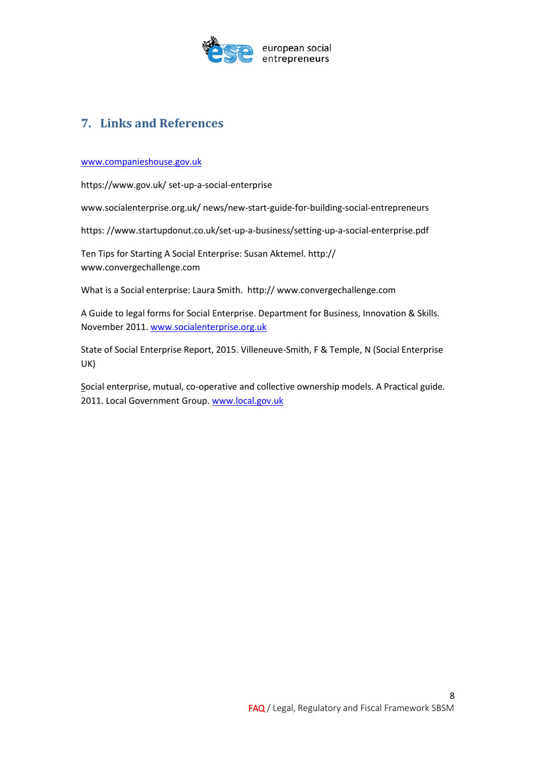## 7. Links and References

www.companieshouse.gov.uk

https://www.gov.uk/ set-up-a-social-enterprise

www.socialenterprise.org.uk/ news/new-start-guide-for-building-social-entrepreneurs

https: //www.startupdonut.co.uk/set-up-a-business/setting-up-a-social-enterprise.pdf

Ten Tips for Starting A Social Enterprise: Susan Aktemel. http:// www.convergechallenge.com

What is a Social enterprise: Laura Smith. http:// www.convergechallenge.com

A Guide to legal forms for Social Enterprise. Department for Business, Innovation & Skills. November 2011. www.socialenterprise.org.uk

State of Social Enterprise Report, 2015. Villeneuve-Smith, F & Temple, N (Social Enterprise UK)

Social enterprise, mutual, co-operative and collective ownership models. A Practical guide. 2011. Local Government Group. www.local.gov.uk